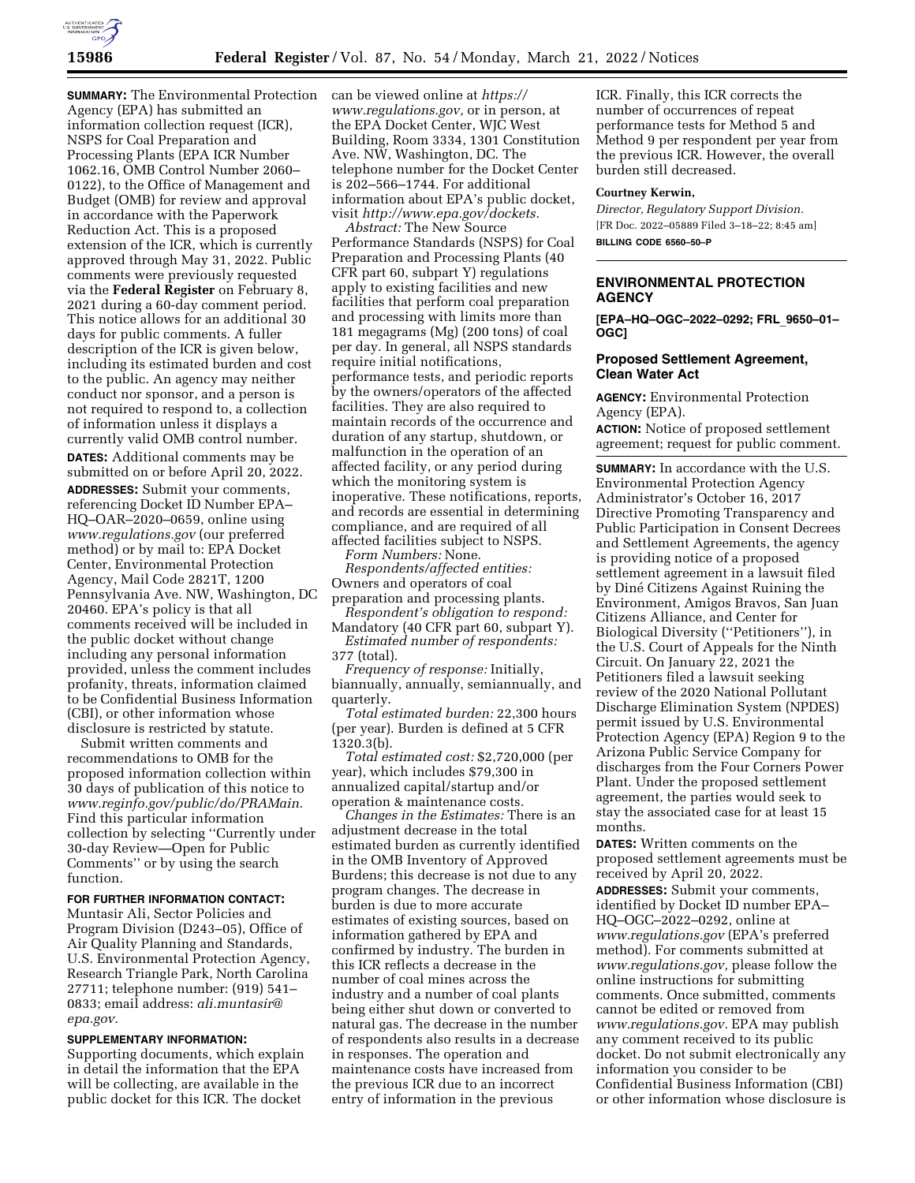**SUMMARY:** The Environmental Protection Agency (EPA) has submitted an information collection request (ICR), NSPS for Coal Preparation and Processing Plants (EPA ICR Number 1062.16, OMB Control Number 2060–0122), to the Office of Management and Budget (OMB) for review and approval in accordance with the Paperwork Reduction Act. This is a proposed extension of the ICR, which is currently approved through May 31, 2022. Public comments were previously requested via the **Federal Register** on February 8, 2021 during a 60-day comment period. This notice allows for an additional 30 days for public comments. A fuller description of the ICR is given below, including its estimated burden and cost to the public. An agency may neither conduct nor sponsor, and a person is not required to respond to, a collection of information unless it displays a currently valid OMB control number.

**DATES:** Additional comments may be submitted on or before April 20, 2022.

**ADDRESSES:** Submit your comments, referencing Docket ID Number EPA–HQ–OAR–2020–0659, online using *www.regulations.gov* (our preferred method) or by mail to: EPA Docket Center, Environmental Protection Agency, Mail Code 2821T, 1200 Pennsylvania Ave. NW, Washington, DC 20460. EPA's policy is that all comments received will be included in the public docket without change including any personal information provided, unless the comment includes profanity, threats, information claimed to be Confidential Business Information (CBI), or other information whose disclosure is restricted by statute.

Submit written comments and recommendations to OMB for the proposed information collection within 30 days of publication of this notice to *www.reginfo.gov/public/do/PRAMain.* Find this particular information collection by selecting "Currently under 30-day Review—Open for Public Comments" or by using the search function.

**FOR FURTHER INFORMATION CONTACT:** Muntasir Ali, Sector Policies and Program Division (D243–05), Office of Air Quality Planning and Standards, U.S. Environmental Protection Agency, Research Triangle Park, North Carolina 27711; telephone number: (919) 541–0833; email address: *ali.muntasir@epa.gov.*

**SUPPLEMENTARY INFORMATION:** Supporting documents, which explain in detail the information that the EPA will be collecting, are available in the public docket for this ICR. The docket can be viewed online at *https://www.regulations.gov,* or in person, at the EPA Docket Center, WJC West Building, Room 3334, 1301 Constitution Ave. NW, Washington, DC. The telephone number for the Docket Center is 202–566–1744. For additional information about EPA's public docket, visit *http://www.epa.gov/dockets.*

*Abstract:* The New Source Performance Standards (NSPS) for Coal Preparation and Processing Plants (40 CFR part 60, subpart Y) regulations apply to existing facilities and new facilities that perform coal preparation and processing with limits more than 181 megagrams (Mg) (200 tons) of coal per day. In general, all NSPS standards require initial notifications, performance tests, and periodic reports by the owners/operators of the affected facilities. They are also required to maintain records of the occurrence and duration of any startup, shutdown, or malfunction in the operation of an affected facility, or any period during which the monitoring system is inoperative. These notifications, reports, and records are essential in determining compliance, and are required of all affected facilities subject to NSPS.

*Form Numbers:* None.

*Respondents/affected entities:* Owners and operators of coal preparation and processing plants.

*Respondent's obligation to respond:* Mandatory (40 CFR part 60, subpart Y).

*Estimated number of respondents:* 377 (total).

*Frequency of response:* Initially, biannually, annually, semiannually, and quarterly.

*Total estimated burden:* 22,300 hours (per year). Burden is defined at 5 CFR 1320.3(b).

*Total estimated cost:* $2,720,000 (per year), which includes $79,300 in annualized capital/startup and/or operation & maintenance costs.

*Changes in the Estimates:* There is an adjustment decrease in the total estimated burden as currently identified in the OMB Inventory of Approved Burdens; this decrease is not due to any program changes. The decrease in burden is due to more accurate estimates of existing sources, based on information gathered by EPA and confirmed by industry. The burden in this ICR reflects a decrease in the number of coal mines across the industry and a number of coal plants being either shut down or converted to natural gas. The decrease in the number of respondents also results in a decrease in responses. The operation and maintenance costs have increased from the previous ICR due to an incorrect entry of information in the previous ICR. Finally, this ICR corrects the number of occurrences of repeat performance tests for Method 5 and Method 9 per respondent per year from the previous ICR. However, the overall burden still decreased.

**Courtney Kerwin,**

*Director, Regulatory Support Division.*

[FR Doc. 2022–05889 Filed 3–18–22; 8:45 am]

**BILLING CODE 6560–50–P**

---

## ENVIRONMENTAL PROTECTION AGENCY

**[EPA–HQ–OGC–2022–0292; FRL_9650–01–OGC]**

### Proposed Settlement Agreement, Clean Water Act

**AGENCY:** Environmental Protection Agency (EPA).

**ACTION:** Notice of proposed settlement agreement; request for public comment.

**SUMMARY:** In accordance with the U.S. Environmental Protection Agency Administrator's October 16, 2017 Directive Promoting Transparency and Public Participation in Consent Decrees and Settlement Agreements, the agency is providing notice of a proposed settlement agreement in a lawsuit filed by Diné Citizens Against Ruining the Environment, Amigos Bravos, San Juan Citizens Alliance, and Center for Biological Diversity ("Petitioners"), in the U.S. Court of Appeals for the Ninth Circuit. On January 22, 2021 the Petitioners filed a lawsuit seeking review of the 2020 National Pollutant Discharge Elimination System (NPDES) permit issued by U.S. Environmental Protection Agency (EPA) Region 9 to the Arizona Public Service Company for discharges from the Four Corners Power Plant. Under the proposed settlement agreement, the parties would seek to stay the associated case for at least 15 months.

**DATES:** Written comments on the proposed settlement agreements must be received by April 20, 2022.

**ADDRESSES:** Submit your comments, identified by Docket ID number EPA–HQ–OGC–2022–0292, online at *www.regulations.gov* (EPA's preferred method). For comments submitted at *www.regulations.gov,* please follow the online instructions for submitting comments. Once submitted, comments cannot be edited or removed from *www.regulations.gov.* EPA may publish any comment received to its public docket. Do not submit electronically any information you consider to be Confidential Business Information (CBI) or other information whose disclosure is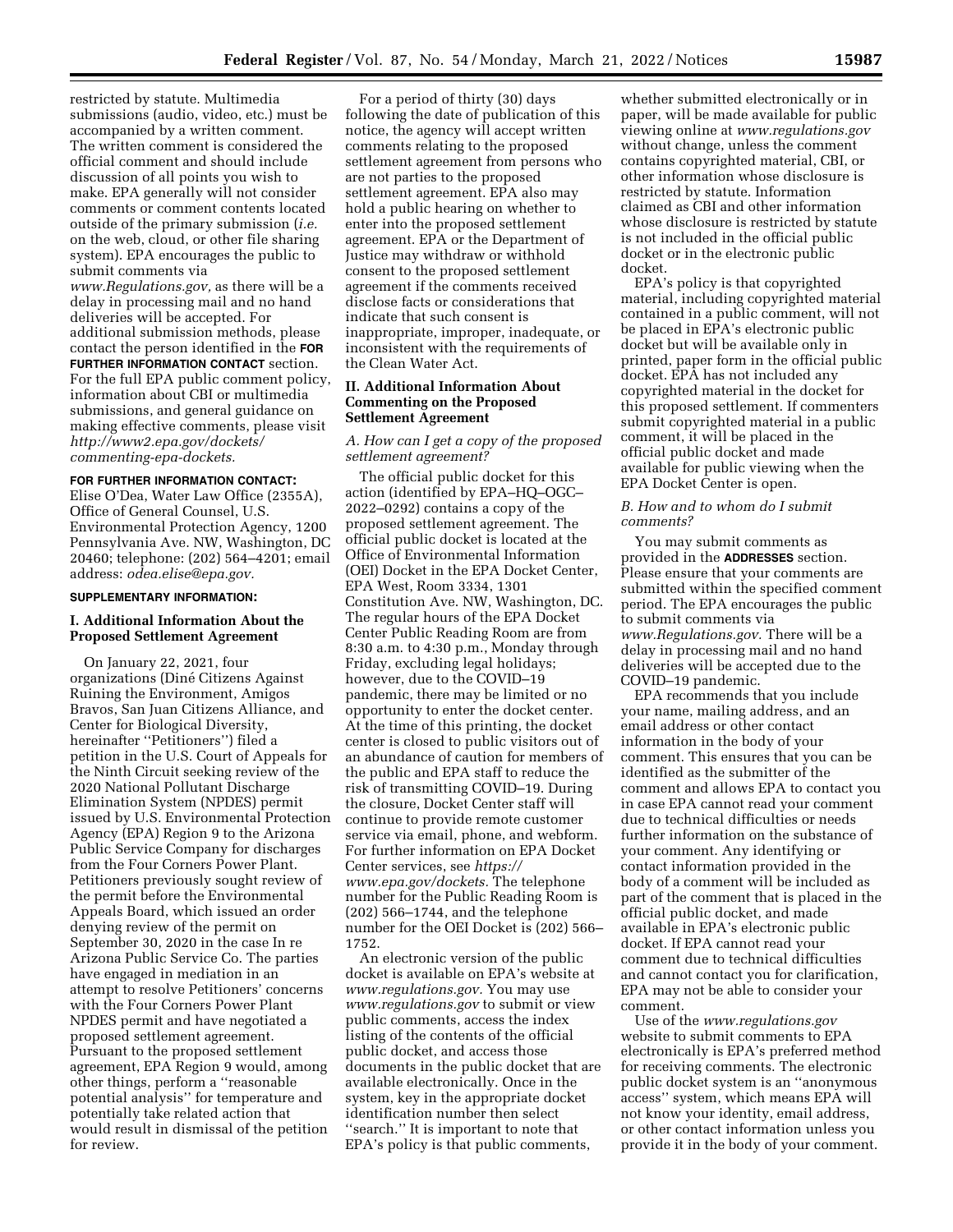restricted by statute. Multimedia submissions (audio, video, etc.) must be accompanied by a written comment. The written comment is considered the official comment and should include discussion of all points you wish to make. EPA generally will not consider comments or comment contents located outside of the primary submission (*i.e.* on the web, cloud, or other file sharing system). EPA encourages the public to submit comments via *www.Regulations.gov,* as there will be a delay in processing mail and no hand deliveries will be accepted. For additional submission methods, please contact the person identified in the **FOR FURTHER INFORMATION CONTACT** section. For the full EPA public comment policy, information about CBI or multimedia submissions, and general guidance on making effective comments, please visit *http://www2.epa.gov/dockets/commenting-epa-dockets.*

**FOR FURTHER INFORMATION CONTACT:** Elise O'Dea, Water Law Office (2355A), Office of General Counsel, U.S. Environmental Protection Agency, 1200 Pennsylvania Ave. NW, Washington, DC 20460; telephone: (202) 564–4201; email address: *odea.elise@epa.gov.*

**SUPPLEMENTARY INFORMATION:**

## I. Additional Information About the Proposed Settlement Agreement

On January 22, 2021, four organizations (Diné Citizens Against Ruining the Environment, Amigos Bravos, San Juan Citizens Alliance, and Center for Biological Diversity, hereinafter ''Petitioners'') filed a petition in the U.S. Court of Appeals for the Ninth Circuit seeking review of the 2020 National Pollutant Discharge Elimination System (NPDES) permit issued by U.S. Environmental Protection Agency (EPA) Region 9 to the Arizona Public Service Company for discharges from the Four Corners Power Plant. Petitioners previously sought review of the permit before the Environmental Appeals Board, which issued an order denying review of the permit on September 30, 2020 in the case In re Arizona Public Service Co. The parties have engaged in mediation in an attempt to resolve Petitioners' concerns with the Four Corners Power Plant NPDES permit and have negotiated a proposed settlement agreement. Pursuant to the proposed settlement agreement, EPA Region 9 would, among other things, perform a ''reasonable potential analysis'' for temperature and potentially take related action that would result in dismissal of the petition for review.

For a period of thirty (30) days following the date of publication of this notice, the agency will accept written comments relating to the proposed settlement agreement from persons who are not parties to the proposed settlement agreement. EPA also may hold a public hearing on whether to enter into the proposed settlement agreement. EPA or the Department of Justice may withdraw or withhold consent to the proposed settlement agreement if the comments received disclose facts or considerations that indicate that such consent is inappropriate, improper, inadequate, or inconsistent with the requirements of the Clean Water Act.

## II. Additional Information About Commenting on the Proposed Settlement Agreement

### *A. How can I get a copy of the proposed settlement agreement?*

The official public docket for this action (identified by EPA–HQ–OGC–2022–0292) contains a copy of the proposed settlement agreement. The official public docket is located at the Office of Environmental Information (OEI) Docket in the EPA Docket Center, EPA West, Room 3334, 1301 Constitution Ave. NW, Washington, DC. The regular hours of the EPA Docket Center Public Reading Room are from 8:30 a.m. to 4:30 p.m., Monday through Friday, excluding legal holidays; however, due to the COVID–19 pandemic, there may be limited or no opportunity to enter the docket center. At the time of this printing, the docket center is closed to public visitors out of an abundance of caution for members of the public and EPA staff to reduce the risk of transmitting COVID–19. During the closure, Docket Center staff will continue to provide remote customer service via email, phone, and webform. For further information on EPA Docket Center services, see *https://www.epa.gov/dockets.* The telephone number for the Public Reading Room is (202) 566–1744, and the telephone number for the OEI Docket is (202) 566–1752.

An electronic version of the public docket is available on EPA's website at *www.regulations.gov.* You may use *www.regulations.gov* to submit or view public comments, access the index listing of the contents of the official public docket, and access those documents in the public docket that are available electronically. Once in the system, key in the appropriate docket identification number then select ''search.'' It is important to note that EPA's policy is that public comments, whether submitted electronically or in paper, will be made available for public viewing online at *www.regulations.gov* without change, unless the comment contains copyrighted material, CBI, or other information whose disclosure is restricted by statute. Information claimed as CBI and other information whose disclosure is restricted by statute is not included in the official public docket or in the electronic public docket.

EPA's policy is that copyrighted material, including copyrighted material contained in a public comment, will not be placed in EPA's electronic public docket but will be available only in printed, paper form in the official public docket. EPA has not included any copyrighted material in the docket for this proposed settlement. If commenters submit copyrighted material in a public comment, it will be placed in the official public docket and made available for public viewing when the EPA Docket Center is open.

### *B. How and to whom do I submit comments?*

You may submit comments as provided in the **ADDRESSES** section. Please ensure that your comments are submitted within the specified comment period. The EPA encourages the public to submit comments via *www.Regulations.gov.* There will be a delay in processing mail and no hand deliveries will be accepted due to the COVID–19 pandemic.

EPA recommends that you include your name, mailing address, and an email address or other contact information in the body of your comment. This ensures that you can be identified as the submitter of the comment and allows EPA to contact you in case EPA cannot read your comment due to technical difficulties or needs further information on the substance of your comment. Any identifying or contact information provided in the body of a comment will be included as part of the comment that is placed in the official public docket, and made available in EPA's electronic public docket. If EPA cannot read your comment due to technical difficulties and cannot contact you for clarification, EPA may not be able to consider your comment.

Use of the *www.regulations.gov* website to submit comments to EPA electronically is EPA's preferred method for receiving comments. The electronic public docket system is an ''anonymous access'' system, which means EPA will not know your identity, email address, or other contact information unless you provide it in the body of your comment.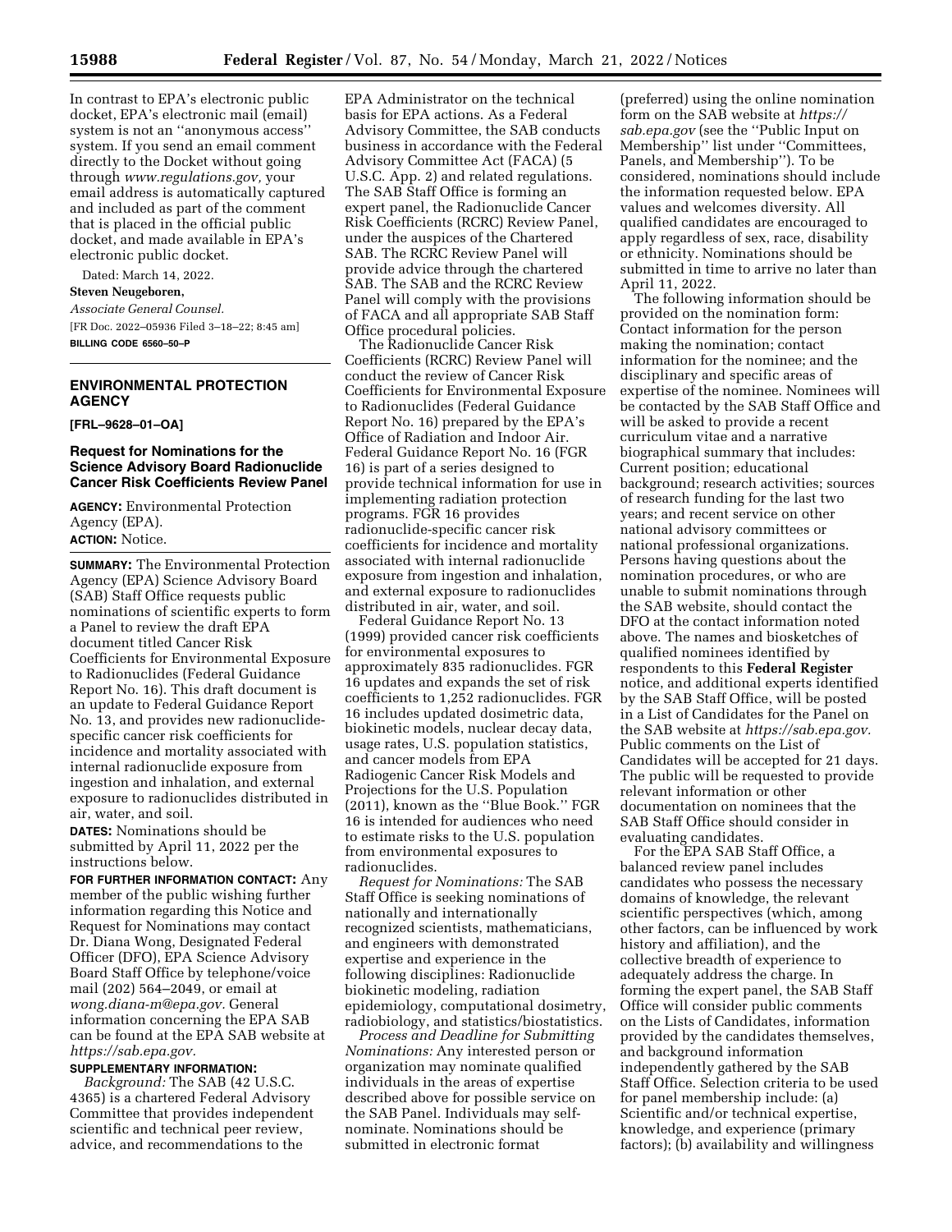In contrast to EPA's electronic public docket, EPA's electronic mail (email) system is not an ''anonymous access'' system. If you send an email comment directly to the Docket without going through *www.regulations.gov,* your email address is automatically captured and included as part of the comment that is placed in the official public docket, and made available in EPA's electronic public docket.

Dated: March 14, 2022.

**Steven Neugeboren,**

*Associate General Counsel.*

[FR Doc. 2022–05936 Filed 3–18–22; 8:45 am]

**BILLING CODE 6560–50–P**

## ENVIRONMENTAL PROTECTION AGENCY

**[FRL–9628–01–OA]**

### Request for Nominations for the Science Advisory Board Radionuclide Cancer Risk Coefficients Review Panel

**AGENCY:** Environmental Protection Agency (EPA).

**ACTION:** Notice.

**SUMMARY:** The Environmental Protection Agency (EPA) Science Advisory Board (SAB) Staff Office requests public nominations of scientific experts to form a Panel to review the draft EPA document titled Cancer Risk Coefficients for Environmental Exposure to Radionuclides (Federal Guidance Report No. 16). This draft document is an update to Federal Guidance Report No. 13, and provides new radionuclide-specific cancer risk coefficients for incidence and mortality associated with internal radionuclide exposure from ingestion and inhalation, and external exposure to radionuclides distributed in air, water, and soil.

**DATES:** Nominations should be submitted by April 11, 2022 per the instructions below.

**FOR FURTHER INFORMATION CONTACT:** Any member of the public wishing further information regarding this Notice and Request for Nominations may contact Dr. Diana Wong, Designated Federal Officer (DFO), EPA Science Advisory Board Staff Office by telephone/voice mail (202) 564–2049, or email at *wong.diana-m@epa.gov.* General information concerning the EPA SAB can be found at the EPA SAB website at *https://sab.epa.gov.*

**SUPPLEMENTARY INFORMATION:**

*Background:* The SAB (42 U.S.C. 4365) is a chartered Federal Advisory Committee that provides independent scientific and technical peer review, advice, and recommendations to the EPA Administrator on the technical basis for EPA actions. As a Federal Advisory Committee, the SAB conducts business in accordance with the Federal Advisory Committee Act (FACA) (5 U.S.C. App. 2) and related regulations. The SAB Staff Office is forming an expert panel, the Radionuclide Cancer Risk Coefficients (RCRC) Review Panel, under the auspices of the Chartered SAB. The RCRC Review Panel will provide advice through the chartered SAB. The SAB and the RCRC Review Panel will comply with the provisions of FACA and all appropriate SAB Staff Office procedural policies.

The Radionuclide Cancer Risk Coefficients (RCRC) Review Panel will conduct the review of Cancer Risk Coefficients for Environmental Exposure to Radionuclides (Federal Guidance Report No. 16) prepared by the EPA's Office of Radiation and Indoor Air. Federal Guidance Report No. 16 (FGR 16) is part of a series designed to provide technical information for use in implementing radiation protection programs. FGR 16 provides radionuclide-specific cancer risk coefficients for incidence and mortality associated with internal radionuclide exposure from ingestion and inhalation, and external exposure to radionuclides distributed in air, water, and soil.

Federal Guidance Report No. 13 (1999) provided cancer risk coefficients for environmental exposures to approximately 835 radionuclides. FGR 16 updates and expands the set of risk coefficients to 1,252 radionuclides. FGR 16 includes updated dosimetric data, biokinetic models, nuclear decay data, usage rates, U.S. population statistics, and cancer models from EPA Radiogenic Cancer Risk Models and Projections for the U.S. Population (2011), known as the ''Blue Book.'' FGR 16 is intended for audiences who need to estimate risks to the U.S. population from environmental exposures to radionuclides.

*Request for Nominations:* The SAB Staff Office is seeking nominations of nationally and internationally recognized scientists, mathematicians, and engineers with demonstrated expertise and experience in the following disciplines: Radionuclide biokinetic modeling, radiation epidemiology, computational dosimetry, radiobiology, and statistics/biostatistics.

*Process and Deadline for Submitting Nominations:* Any interested person or organization may nominate qualified individuals in the areas of expertise described above for possible service on the SAB Panel. Individuals may self-nominate. Nominations should be submitted in electronic format (preferred) using the online nomination form on the SAB website at *https://sab.epa.gov* (see the ''Public Input on Membership'' list under ''Committees, Panels, and Membership''). To be considered, nominations should include the information requested below. EPA values and welcomes diversity. All qualified candidates are encouraged to apply regardless of sex, race, disability or ethnicity. Nominations should be submitted in time to arrive no later than April 11, 2022.

The following information should be provided on the nomination form: Contact information for the person making the nomination; contact information for the nominee; and the disciplinary and specific areas of expertise of the nominee. Nominees will be contacted by the SAB Staff Office and will be asked to provide a recent curriculum vitae and a narrative biographical summary that includes: Current position; educational background; research activities; sources of research funding for the last two years; and recent service on other national advisory committees or national professional organizations. Persons having questions about the nomination procedures, or who are unable to submit nominations through the SAB website, should contact the DFO at the contact information noted above. The names and biosketches of qualified nominees identified by respondents to this **Federal Register** notice, and additional experts identified by the SAB Staff Office, will be posted in a List of Candidates for the Panel on the SAB website at *https://sab.epa.gov.* Public comments on the List of Candidates will be accepted for 21 days. The public will be requested to provide relevant information or other documentation on nominees that the SAB Staff Office should consider in evaluating candidates.

For the EPA SAB Staff Office, a balanced review panel includes candidates who possess the necessary domains of knowledge, the relevant scientific perspectives (which, among other factors, can be influenced by work history and affiliation), and the collective breadth of experience to adequately address the charge. In forming the expert panel, the SAB Staff Office will consider public comments on the Lists of Candidates, information provided by the candidates themselves, and background information independently gathered by the SAB Staff Office. Selection criteria to be used for panel membership include: (a) Scientific and/or technical expertise, knowledge, and experience (primary factors); (b) availability and willingness